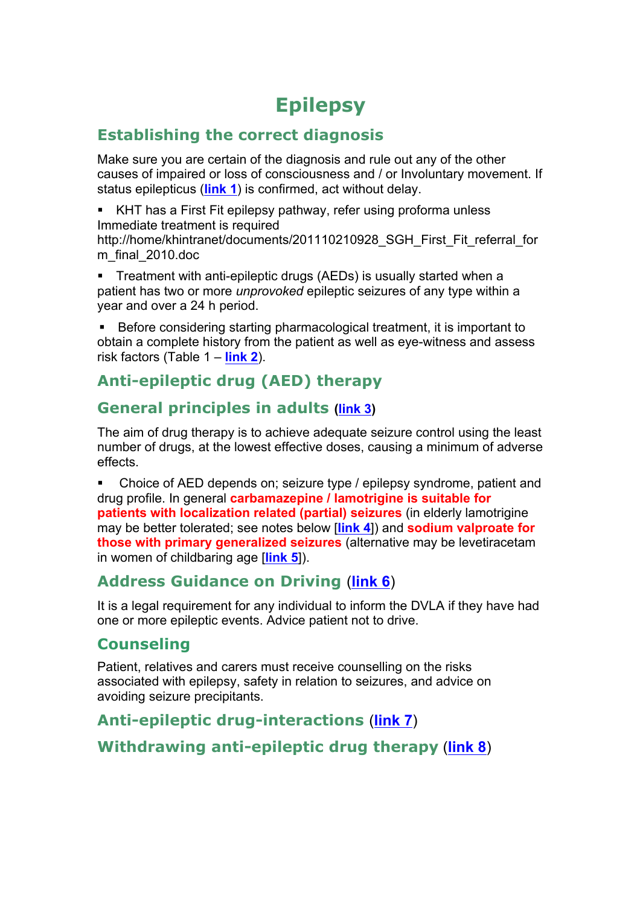# Epilepsy

## Establishing the correct diagnosis

Make sure you are certain of the diagnosis and rule out any of the other causes of impaired or loss of consciousness and / or Involuntary movement. If status epilepticus (link 1) is confirmed, act without delay.

- KHT has a First Fit epilepsy pathway, refer using proforma unless Immediate treatment is required http://home/khintranet/documents/201110210928_SGH_First_Fit_referral_form_final_2010.doc
- Treatment with anti-epileptic drugs (AEDs) is usually started when a patient has two or more *unprovoked* epileptic seizures of any type within a year and over a 24 h period.
- Before considering starting pharmacological treatment, it is important to obtain a complete history from the patient as well as eye-witness and assess risk factors (Table 1 – link 2).

## Anti-epileptic drug (AED) therapy

## General principles in adults (link 3)

The aim of drug therapy is to achieve adequate seizure control using the least number of drugs, at the lowest effective doses, causing a minimum of adverse effects.

- Choice of AED depends on; seizure type / epilepsy syndrome, patient and drug profile. In general **carbamazepine / lamotrigine is suitable for patients with localization related (partial) seizures** (in elderly lamotrigine may be better tolerated; see notes below [link 4]) and **sodium valproate for those with primary generalized seizures** (alternative may be levetiracetam in women of childbaring age [link 5]).

## Address Guidance on Driving (link 6)

It is a legal requirement for any individual to inform the DVLA if they have had one or more epileptic events. Advice patient not to drive.

## Counseling

Patient, relatives and carers must receive counselling on the risks associated with epilepsy, safety in relation to seizures, and advice on avoiding seizure precipitants.

## Anti-epileptic drug-interactions (link 7)

## Withdrawing anti-epileptic drug therapy (link 8)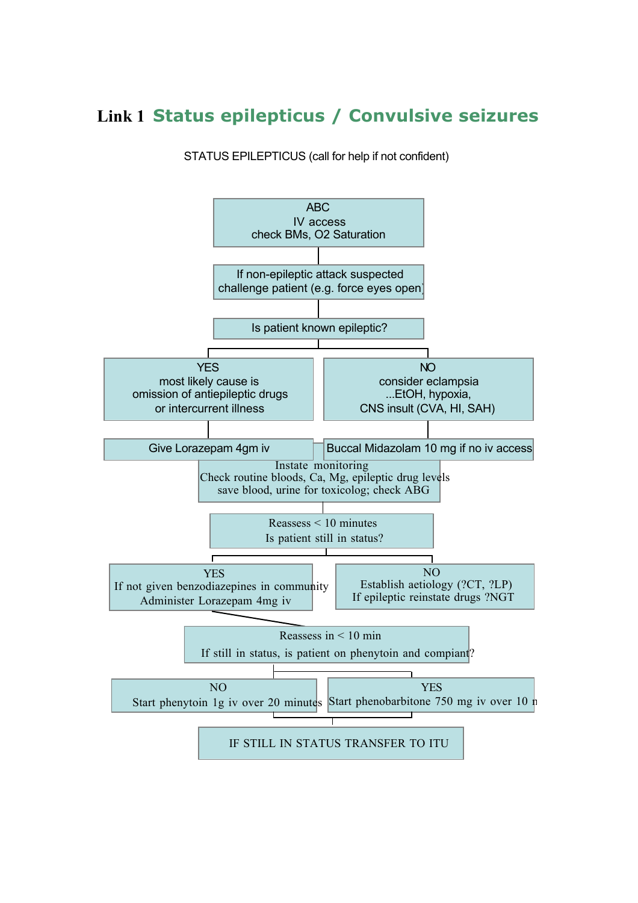## Link 1 Status epilepticus / Convulsive seizures

STATUS EPILEPTICUS (call for help if not confident)

ABC
IV access
check BMs, O2 Saturation

If non-epileptic attack suspected
challenge patient (e.g. force eyes open)

Is patient known epileptic?

YES
most likely cause is
omission of antiepileptic drugs
or intercurrent illness

NO
consider eclampsia
...EtOH, hypoxia,
CNS insult (CVA, HI, SAH)

Give Lorazepam 4gm iv

Buccal Midazolam 10 mg if no iv access

Instate monitoring
Check routine bloods, Ca, Mg, epileptic drug levels
save blood, urine for toxicolog; check ABG

Reassess < 10 minutes
Is patient still in status?

YES
If not given benzodiazepines in community
Administer Lorazepam 4mg iv

NO
Establish aetiology (?CT, ?LP)
If epileptic reinstate drugs ?NGT

Reassess in < 10 min
If still in status, is patient on phenytoin and compiant?

NO
Start phenytoin 1g iv over 20 minutes

YES
Start phenobarbitone 750 mg iv over 10 n

IF STILL IN STATUS TRANSFER TO ITU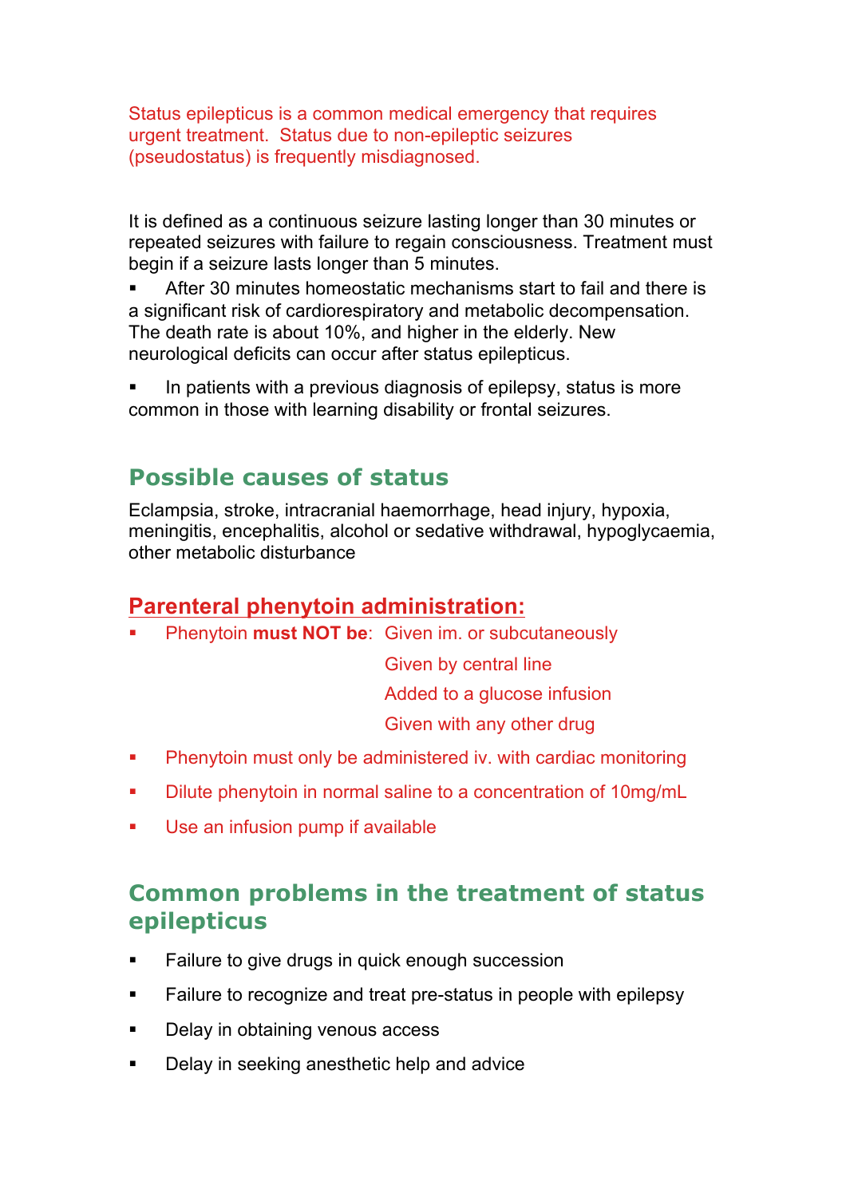Status epilepticus is a common medical emergency that requires urgent treatment. Status due to non-epileptic seizures (pseudostatus) is frequently misdiagnosed.

It is defined as a continuous seizure lasting longer than 30 minutes or repeated seizures with failure to regain consciousness. Treatment must begin if a seizure lasts longer than 5 minutes.

- After 30 minutes homeostatic mechanisms start to fail and there is a significant risk of cardiorespiratory and metabolic decompensation. The death rate is about 10%, and higher in the elderly. New neurological deficits can occur after status epilepticus.
- In patients with a previous diagnosis of epilepsy, status is more common in those with learning disability or frontal seizures.

## Possible causes of status

Eclampsia, stroke, intracranial haemorrhage, head injury, hypoxia, meningitis, encephalitis, alcohol or sedative withdrawal, hypoglycaemia, other metabolic disturbance

## Parenteral phenytoin administration:

- Phenytoin **must NOT be**: Given im. or subcutaneously
  - Given by central line
  - Added to a glucose infusion
  - Given with any other drug
- Phenytoin must only be administered iv. with cardiac monitoring
- Dilute phenytoin in normal saline to a concentration of 10mg/mL
- Use an infusion pump if available

## Common problems in the treatment of status epilepticus

- Failure to give drugs in quick enough succession
- Failure to recognize and treat pre-status in people with epilepsy
- Delay in obtaining venous access
- Delay in seeking anesthetic help and advice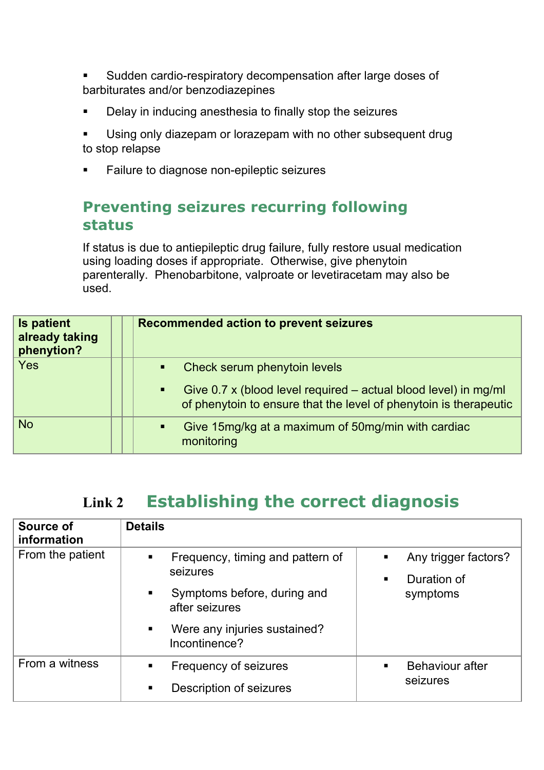- Sudden cardio-respiratory decompensation after large doses of barbiturates and/or benzodiazepines
- Delay in inducing anesthesia to finally stop the seizures
- Using only diazepam or lorazepam with no other subsequent drug to stop relapse
- Failure to diagnose non-epileptic seizures

## Preventing seizures recurring following status

If status is due to antiepileptic drug failure, fully restore usual medication using loading doses if appropriate. Otherwise, give phenytoin parenterally. Phenobarbitone, valproate or levetiracetam may also be used.

| Is patient already taking phenytion? | Recommended action to prevent seizures |
|---|---|
| Yes | ▪ Check serum phenytoin levels<br>▪ Give 0.7 x (blood level required – actual blood level) in mg/ml of phenytoin to ensure that the level of phenytoin is therapeutic |
| No | ▪ Give 15mg/kg at a maximum of 50mg/min with cardiac monitoring |

## Link 2 Establishing the correct diagnosis

| Source of information | Details | |
|---|---|---|
| From the patient | ▪ Frequency, timing and pattern of seizures<br>▪ Symptoms before, during and after seizures<br>▪ Were any injuries sustained? Incontinence? | ▪ Any trigger factors?<br>▪ Duration of symptoms |
| From a witness | ▪ Frequency of seizures<br>▪ Description of seizures | ▪ Behaviour after seizures |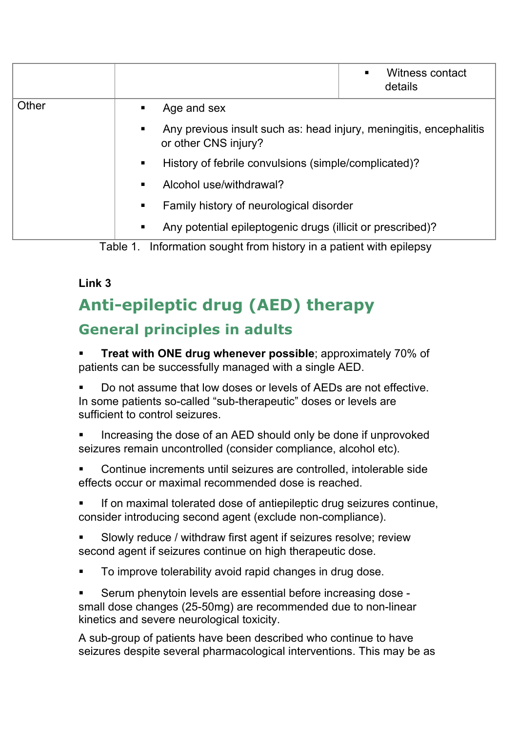|  |  |  |
|---|---|---|
|  |  | ▪ Witness contact details |
| Other | ▪ Age and sex<br>▪ Any previous insult such as: head injury, meningitis, encephalitis or other CNS injury?<br>▪ History of febrile convulsions (simple/complicated)?<br>▪ Alcohol use/withdrawal?<br>▪ Family history of neurological disorder<br>▪ Any potential epileptogenic drugs (illicit or prescribed)? | |

Table 1. Information sought from history in a patient with epilepsy

**Link 3**

# Anti-epileptic drug (AED) therapy

## General principles in adults

- **Treat with ONE drug whenever possible**; approximately 70% of patients can be successfully managed with a single AED.
- Do not assume that low doses or levels of AEDs are not effective. In some patients so-called "sub-therapeutic" doses or levels are sufficient to control seizures.
- Increasing the dose of an AED should only be done if unprovoked seizures remain uncontrolled (consider compliance, alcohol etc).
- Continue increments until seizures are controlled, intolerable side effects occur or maximal recommended dose is reached.
- If on maximal tolerated dose of antiepileptic drug seizures continue, consider introducing second agent (exclude non-compliance).
- Slowly reduce / withdraw first agent if seizures resolve; review second agent if seizures continue on high therapeutic dose.
- To improve tolerability avoid rapid changes in drug dose.
- Serum phenytoin levels are essential before increasing dose - small dose changes (25-50mg) are recommended due to non-linear kinetics and severe neurological toxicity.

A sub-group of patients have been described who continue to have seizures despite several pharmacological interventions. This may be as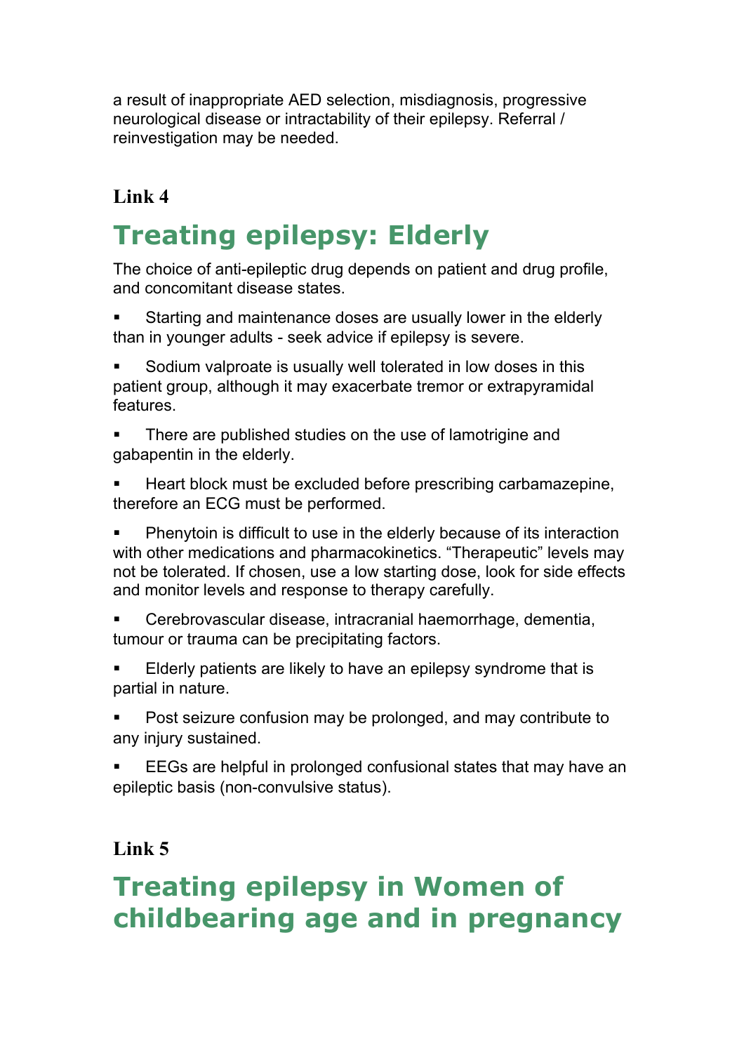a result of inappropriate AED selection, misdiagnosis, progressive neurological disease or intractability of their epilepsy. Referral / reinvestigation may be needed.

**Link 4**

## Treating epilepsy: Elderly

The choice of anti-epileptic drug depends on patient and drug profile, and concomitant disease states.

- Starting and maintenance doses are usually lower in the elderly than in younger adults - seek advice if epilepsy is severe.
- Sodium valproate is usually well tolerated in low doses in this patient group, although it may exacerbate tremor or extrapyramidal features.
- There are published studies on the use of lamotrigine and gabapentin in the elderly.
- Heart block must be excluded before prescribing carbamazepine, therefore an ECG must be performed.
- Phenytoin is difficult to use in the elderly because of its interaction with other medications and pharmacokinetics. "Therapeutic" levels may not be tolerated. If chosen, use a low starting dose, look for side effects and monitor levels and response to therapy carefully.
- Cerebrovascular disease, intracranial haemorrhage, dementia, tumour or trauma can be precipitating factors.
- Elderly patients are likely to have an epilepsy syndrome that is partial in nature.
- Post seizure confusion may be prolonged, and may contribute to any injury sustained.
- EEGs are helpful in prolonged confusional states that may have an epileptic basis (non-convulsive status).

**Link 5**

## Treating epilepsy in Women of childbearing age and in pregnancy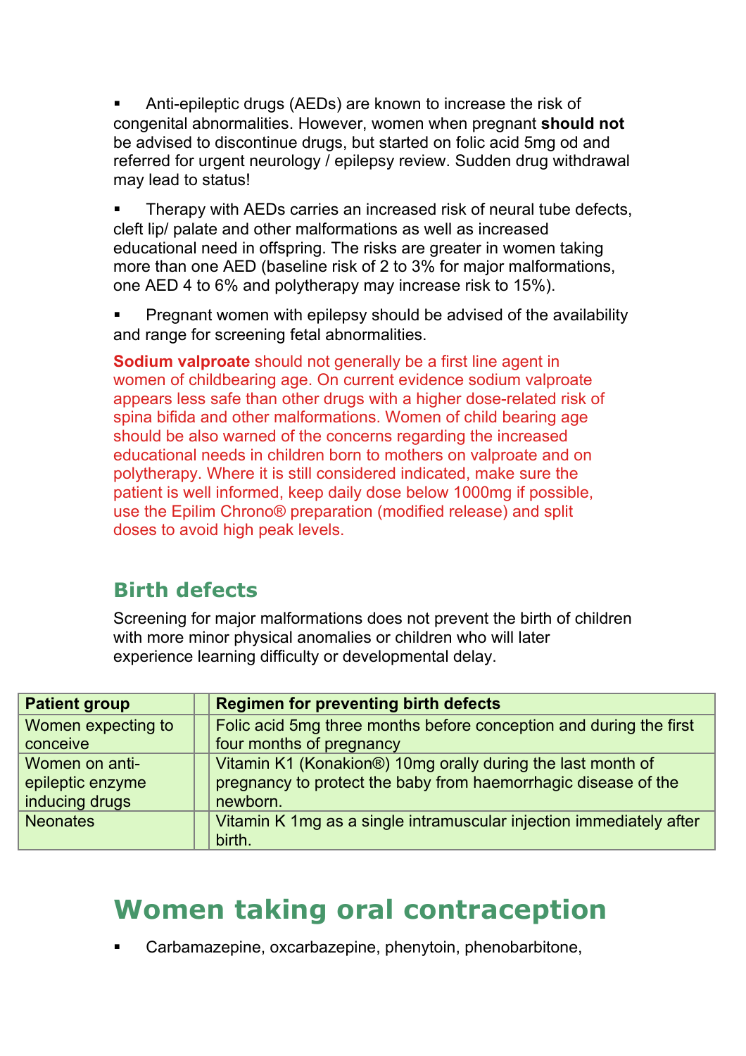- Anti-epileptic drugs (AEDs) are known to increase the risk of congenital abnormalities. However, women when pregnant **should not** be advised to discontinue drugs, but started on folic acid 5mg od and referred for urgent neurology / epilepsy review. Sudden drug withdrawal may lead to status!

- Therapy with AEDs carries an increased risk of neural tube defects, cleft lip/ palate and other malformations as well as increased educational need in offspring. The risks are greater in women taking more than one AED (baseline risk of 2 to 3% for major malformations, one AED 4 to 6% and polytherapy may increase risk to 15%).

- Pregnant women with epilepsy should be advised of the availability and range for screening fetal abnormalities.

**Sodium valproate** should not generally be a first line agent in women of childbearing age. On current evidence sodium valproate appears less safe than other drugs with a higher dose-related risk of spina bifida and other malformations. Women of child bearing age should be also warned of the concerns regarding the increased educational needs in children born to mothers on valproate and on polytherapy. Where it is still considered indicated, make sure the patient is well informed, keep daily dose below 1000mg if possible, use the Epilim Chrono® preparation (modified release) and split doses to avoid high peak levels.

## Birth defects

Screening for major malformations does not prevent the birth of children with more minor physical anomalies or children who will later experience learning difficulty or developmental delay.

| Patient group | Regimen for preventing birth defects |
|---|---|
| Women expecting to conceive | Folic acid 5mg three months before conception and during the first four months of pregnancy |
| Women on anti-epileptic enzyme inducing drugs | Vitamin K1 (Konakion®) 10mg orally during the last month of pregnancy to protect the baby from haemorrhagic disease of the newborn. |
| Neonates | Vitamin K 1mg as a single intramuscular injection immediately after birth. |

# Women taking oral contraception

- Carbamazepine, oxcarbazepine, phenytoin, phenobarbitone,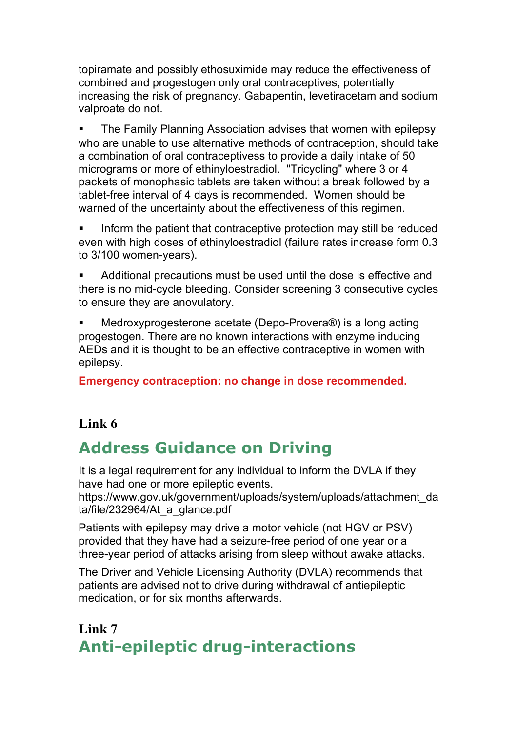topiramate and possibly ethosuximide may reduce the effectiveness of combined and progestogen only oral contraceptives, potentially increasing the risk of pregnancy. Gabapentin, levetiracetam and sodium valproate do not.

- The Family Planning Association advises that women with epilepsy who are unable to use alternative methods of contraception, should take a combination of oral contraceptivess to provide a daily intake of 50 micrograms or more of ethinyloestradiol. "Tricycling" where 3 or 4 packets of monophasic tablets are taken without a break followed by a tablet-free interval of 4 days is recommended. Women should be warned of the uncertainty about the effectiveness of this regimen.
- Inform the patient that contraceptive protection may still be reduced even with high doses of ethinyloestradiol (failure rates increase form 0.3 to 3/100 women-years).
- Additional precautions must be used until the dose is effective and there is no mid-cycle bleeding. Consider screening 3 consecutive cycles to ensure they are anovulatory.
- Medroxyprogesterone acetate (Depo-Provera®) is a long acting progestogen. There are no known interactions with enzyme inducing AEDs and it is thought to be an effective contraceptive in women with epilepsy.

**Emergency contraception: no change in dose recommended.**

**Link 6**

## Address Guidance on Driving

It is a legal requirement for any individual to inform the DVLA if they have had one or more epileptic events. https://www.gov.uk/government/uploads/system/uploads/attachment_data/file/232964/At_a_glance.pdf

Patients with epilepsy may drive a motor vehicle (not HGV or PSV) provided that they have had a seizure-free period of one year or a three-year period of attacks arising from sleep without awake attacks.

The Driver and Vehicle Licensing Authority (DVLA) recommends that patients are advised not to drive during withdrawal of antiepileptic medication, or for six months afterwards.

**Link 7**

## Anti-epileptic drug-interactions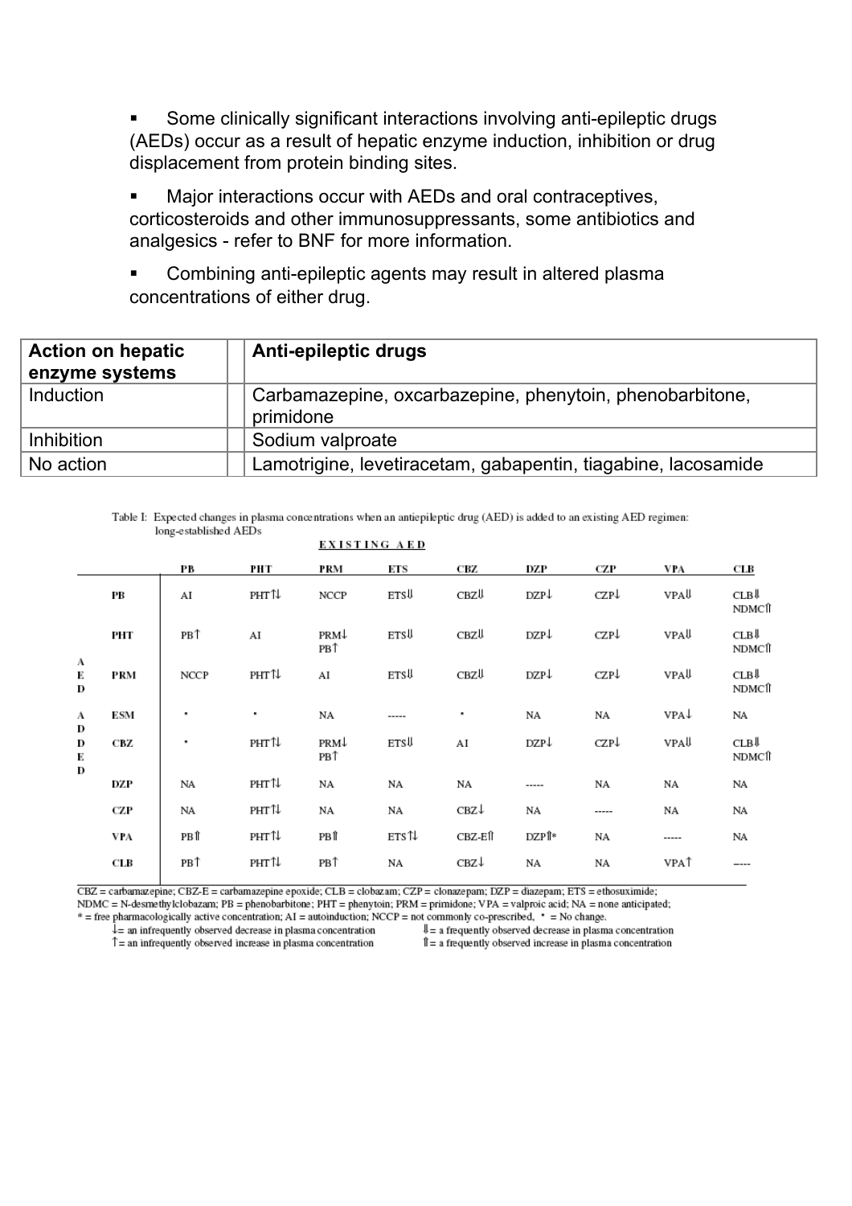- Some clinically significant interactions involving anti-epileptic drugs (AEDs) occur as a result of hepatic enzyme induction, inhibition or drug displacement from protein binding sites.
- Major interactions occur with AEDs and oral contraceptives, corticosteroids and other immunosuppressants, some antibiotics and analgesics - refer to BNF for more information.
- Combining anti-epileptic agents may result in altered plasma concentrations of either drug.

| Action on hepatic enzyme systems | Anti-epileptic drugs |
|---|---|
| Induction | Carbamazepine, oxcarbazepine, phenytoin, phenobarbitone, primidone |
| Inhibition | Sodium valproate |
| No action | Lamotrigine, levetiracetam, gabapentin, tiagabine, lacosamide |

Table I: Expected changes in plasma concentrations when an antiepileptic drug (AED) is added to an existing AED regimen: long-established AEDs

| | EXISTING AED | | | | | | | | |
|---|---|---|---|---|---|---|---|---|---|
| **AED ADDED** | **PB** | **PHT** | **PRM** | **ETS** | **CBZ** | **DZP** | **CZP** | **VPA** | **CLB** |
| **PB** | AI | PHT↑↓ | NCCP | ETS⇓ | CBZ⇓ | DZP↓ | CZP↓ | VPA⇓ | CLB⇓ NDMC⇑ |
| **PHT** | PB↑ | AI | PRM↓ PB↑ | ETS⇓ | CBZ⇓ | DZP↓ | CZP↓ | VPA⇓ | CLB⇓ NDMC⇑ |
| **PRM** | NCCP | PHT↑↓ | AI | ETS⇓ | CBZ⇓ | DZP↓ | CZP↓ | VPA⇓ | CLB⇓ NDMC⇑ |
| **ESM** | ▪ | ▪ | NA | ----- | ▪ | NA | NA | VPA↓ | NA |
| **CBZ** | ▪ | PHT↑↓ | PRM↓ PB↑ | ETS⇓ | AI | DZP↓ | CZP↓ | VPA⇓ | CLB⇓ NDMC⇑ |
| **DZP** | NA | PHT↑↓ | NA | NA | NA | ----- | NA | NA | NA |
| **CZP** | NA | PHT↑↓ | NA | NA | CBZ↓ | NA | ----- | NA | NA |
| **VPA** | PB⇑ | PHT↑↓ | PB⇑ | ETS↑↓ | CBZ-E⇑ | DZP⇑* | NA | ----- | NA |
| **CLB** | PB↑ | PHT↑↓ | PB↑ | NA | CBZ↓ | NA | NA | VPA↑ | ----- |

CBZ = carbamazepine; CBZ-E = carbamazepine epoxide; CLB = clobazam; CZP = clonazepam; DZP = diazepam; ETS = ethosuximide; NDMC = N-desmethylclobazam; PB = phenobarbitone; PHT = phenytoin; PRM = primidone; VPA = valproic acid; NA = none anticipated;
* = free pharmacologically active concentration; AI = autoinduction; NCCP = not commonly co-prescribed, ▪ = No change.
↓= an infrequently observed decrease in plasma concentration ⇓= a frequently observed decrease in plasma concentration
↑= an infrequently observed increase in plasma concentration ⇑= a frequently observed increase in plasma concentration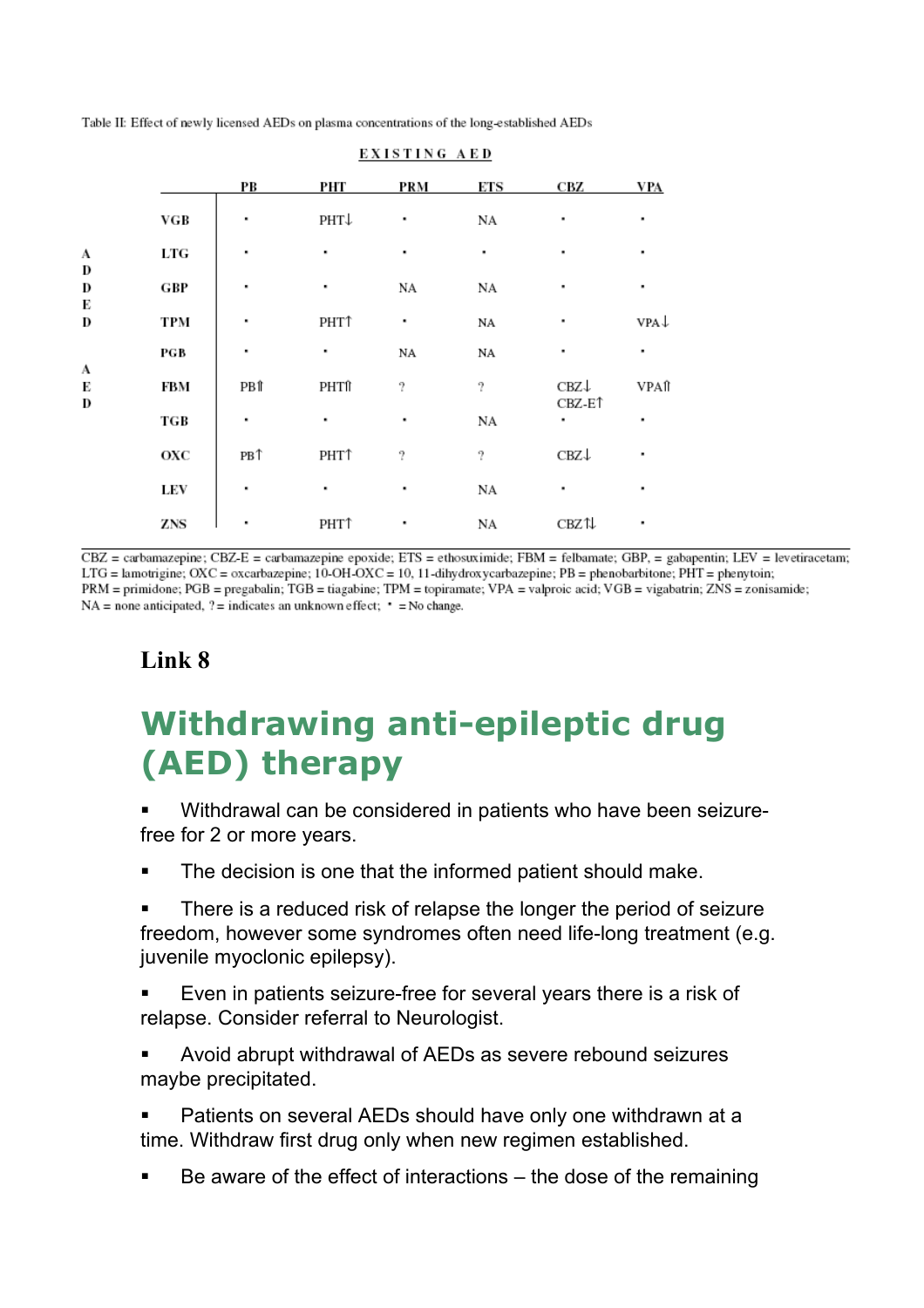Table II: Effect of newly licensed AEDs on plasma concentrations of the long-established AEDs

| ADDED AED | EXISTING AED: PB | PHT | PRM | ETS | CBZ | VPA |
|---|---|---|---|---|---|---|
| VGB | • | PHT↓ | • | NA | • | • |
| LTG | • | • | • | • | • | • |
| GBP | • | • | NA | NA | • | • |
| TPM | • | PHT↑ | • | NA | • | VPA↓ |
| PGB | • | • | NA | NA | • | • |
| FBM | PB⇑ | PHT⇑ | ? | ? | CBZ↓ CBZ-E↑ | VPA⇑ |
| TGB | • | • | • | NA | • | • |
| OXC | PB↑ | PHT↑ | ? | ? | CBZ↓ | • |
| LEV | • | • | • | NA | • | • |
| ZNS | • | PHT↑ | • | NA | CBZ↑↓ | • |

CBZ = carbamazepine; CBZ-E = carbamazepine epoxide; ETS = ethosuximide; FBM = felbamate; GBP, = gabapentin; LEV = levetiracetam; LTG = lamotrigine; OXC = oxcarbazepine; 10-OH-OXC = 10, 11-dihydroxycarbazepine; PB = phenobarbitone; PHT = phenytoin; PRM = primidone; PGB = pregabalin; TGB = tiagabine; TPM = topiramate; VPA = valproic acid; VGB = vigabatrin; ZNS = zonisamide; NA = none anticipated, ? = indicates an unknown effect; • = No change.

**Link 8**

# Withdrawing anti-epileptic drug (AED) therapy

- Withdrawal can be considered in patients who have been seizure-free for 2 or more years.
- The decision is one that the informed patient should make.
- There is a reduced risk of relapse the longer the period of seizure freedom, however some syndromes often need life-long treatment (e.g. juvenile myoclonic epilepsy).
- Even in patients seizure-free for several years there is a risk of relapse. Consider referral to Neurologist.
- Avoid abrupt withdrawal of AEDs as severe rebound seizures maybe precipitated.
- Patients on several AEDs should have only one withdrawn at a time. Withdraw first drug only when new regimen established.
- Be aware of the effect of interactions – the dose of the remaining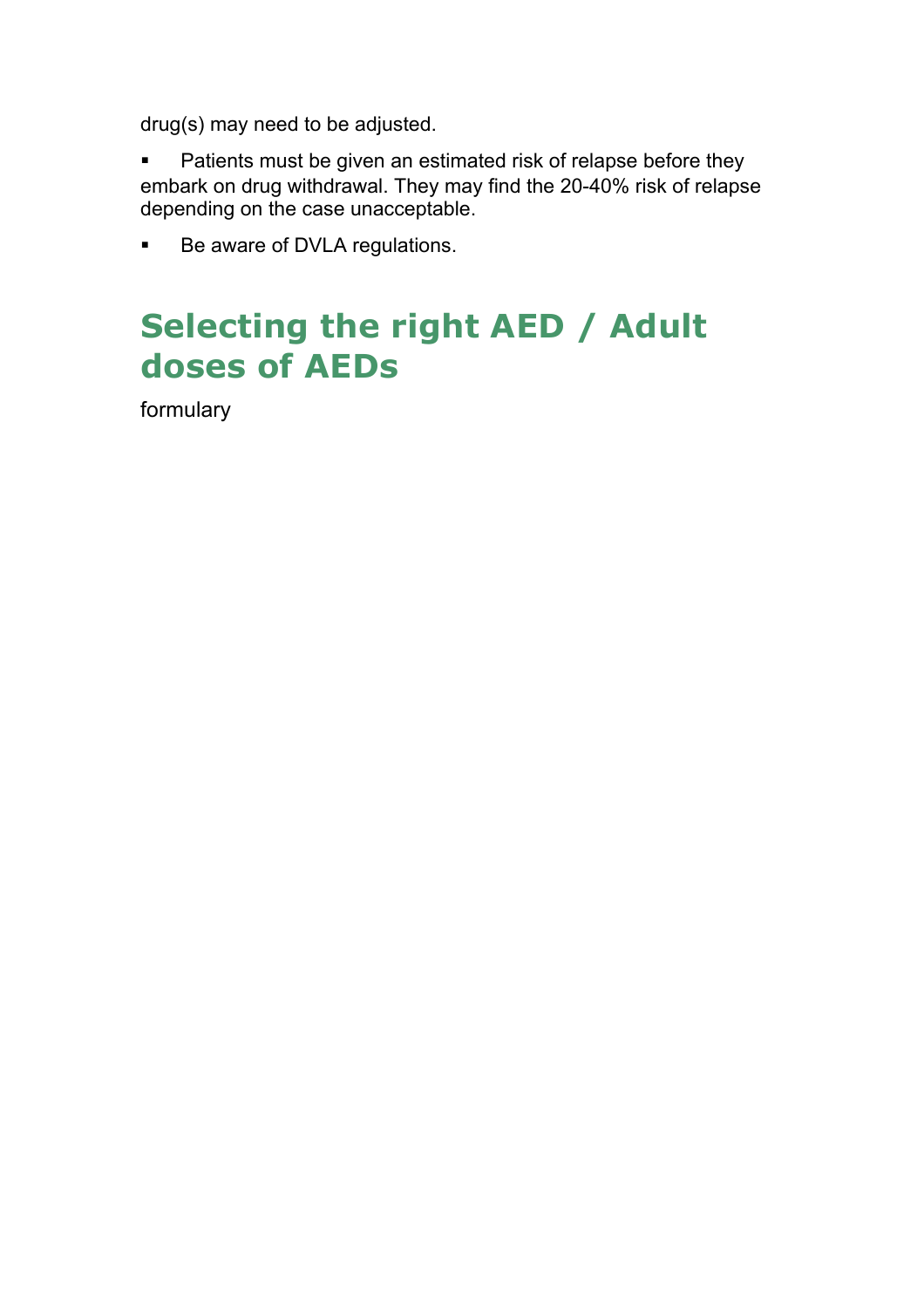drug(s) may need to be adjusted.

- Patients must be given an estimated risk of relapse before they embark on drug withdrawal. They may find the 20-40% risk of relapse depending on the case unacceptable.
- Be aware of DVLA regulations.

## Selecting the right AED / Adult doses of AEDs

formulary